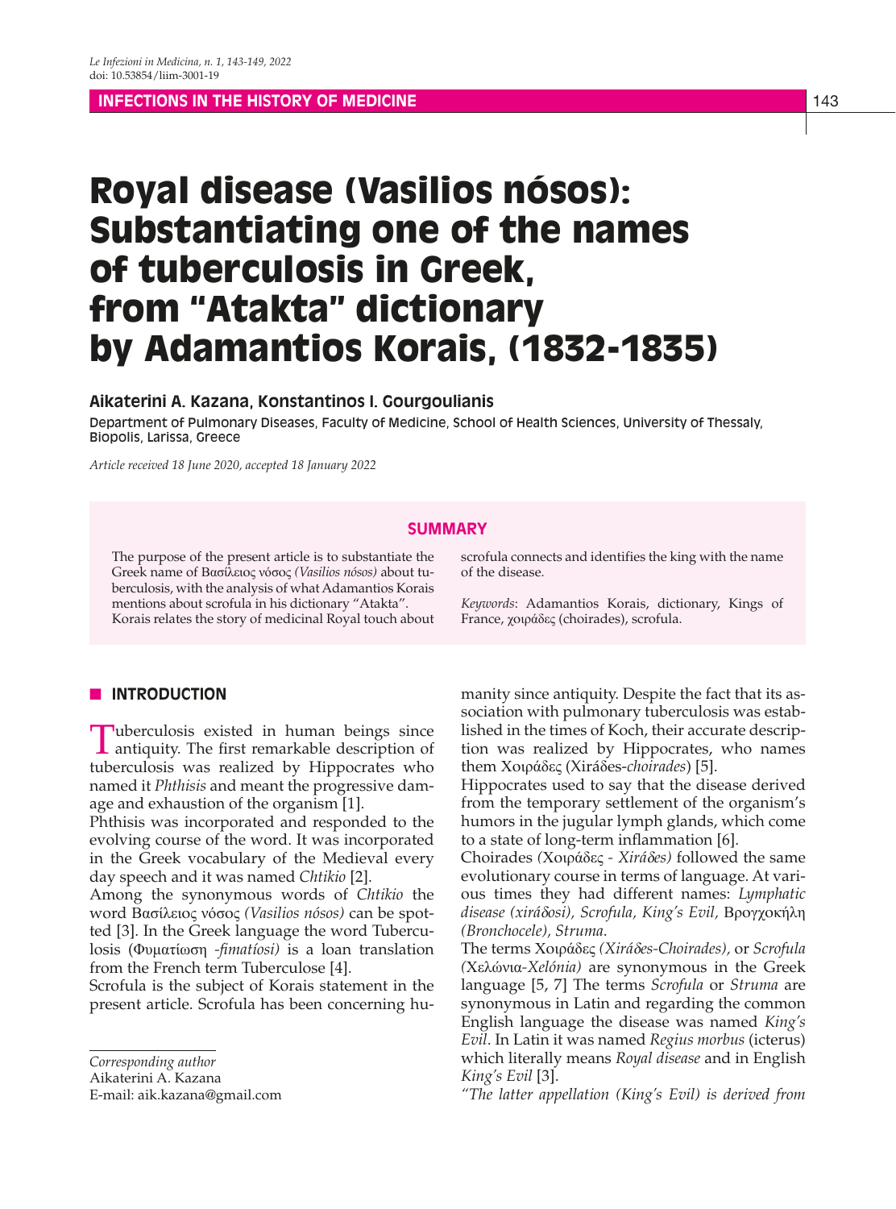INFECTIONS IN THE HISTORY OF MEDICINE

# Royal disease (Vasilios nósos): Substantiating one of the names of tuberculosis in Greek, from "Atakta" dictionary by Adamantios Korais, (1832-1835)

**Aikaterini A. Kazana, Konstantinos I. Gourgoulianis**

Department of Pulmonary Diseases, Faculty of Medicine, School of Health Sciences, University of Thessaly, Biopolis, Larissa, Greece

*Article received 18 June 2020, accepted 18 January 2022*

## SUMMARY

The purpose of the present article is to substantiate the Greek name of Βασίλειος νόσος *(Vasilios nósos)* about tuberculosis, with the analysis of what Adamantios Korais mentions about scrofula in his dictionary "Atakta". Korais relates the story of medicinal Royal touch about scrofula connects and identifies the king with the name of the disease.

*Keywords*: Adamantios Korais, dictionary, Kings of France, χοιράδες (choirades), scrofula.

## INTRODUCTION

Tuberculosis existed in human beings since antiquity. The first remarkable description of tuberculosis was realized by Hippocrates who named it *Phthisis* and meant the progressive damage and exhaustion of the organism [1].

Phthisis was incorporated and responded to the evolving course of the word. It was incorporated in the Greek vocabulary of the Medieval every day speech and it was named *Chtikio* [2].

Among the synonymous words of *Chtikio* the word Βασίλειος νόσος *(Vasilios nósos)* can be spotted [3]. In the Greek language the word Tuberculosis (Φυματίωση *-fimatíosi)* is a loan translation from the French term Tuberculose [4].

Scrofula is the subject of Korais statement in the present article. Scrofula has been concerning humanity since antiquity. Despite the fact that its association with pulmonary tuberculosis was established in the times of Koch, their accurate description was realized by Hippocrates, who names them Χοιράδες (Xiráδes-*choirades*) [5].

Hippocrates used to say that the disease derived from the temporary settlement of the organism's humors in the jugular lymph glands, which come to a state of long-term inflammation [6].

Choirades *(*Χοιράδες *- Xiráδes)* followed the same evolutionary course in terms of language. At various times they had different names: *Lymphatic disease (xiráδosi), Scrofula, King's Evil*, Βρογχοκήλη *(Bronchocele), Struma*.

The terms Χοιράδες *(Xiráδes-Choirades)*, or *Scrofula (*Χελώνια*-Xelónia)* are synonymous in the Greek language [5, 7] The terms *Scrofula* or *Struma* are synonymous in Latin and regarding the common English language the disease was named *King's Evil*. In Latin it was named *Regius morbus* (icterus) which literally means *Royal disease* and in English *King's Evil* [3].

*"The latter appellation (King's Evil) is derived from*

---

*Corresponding author*
Aikaterini A. Kazana
E-mail: aik.kazana@gmail.com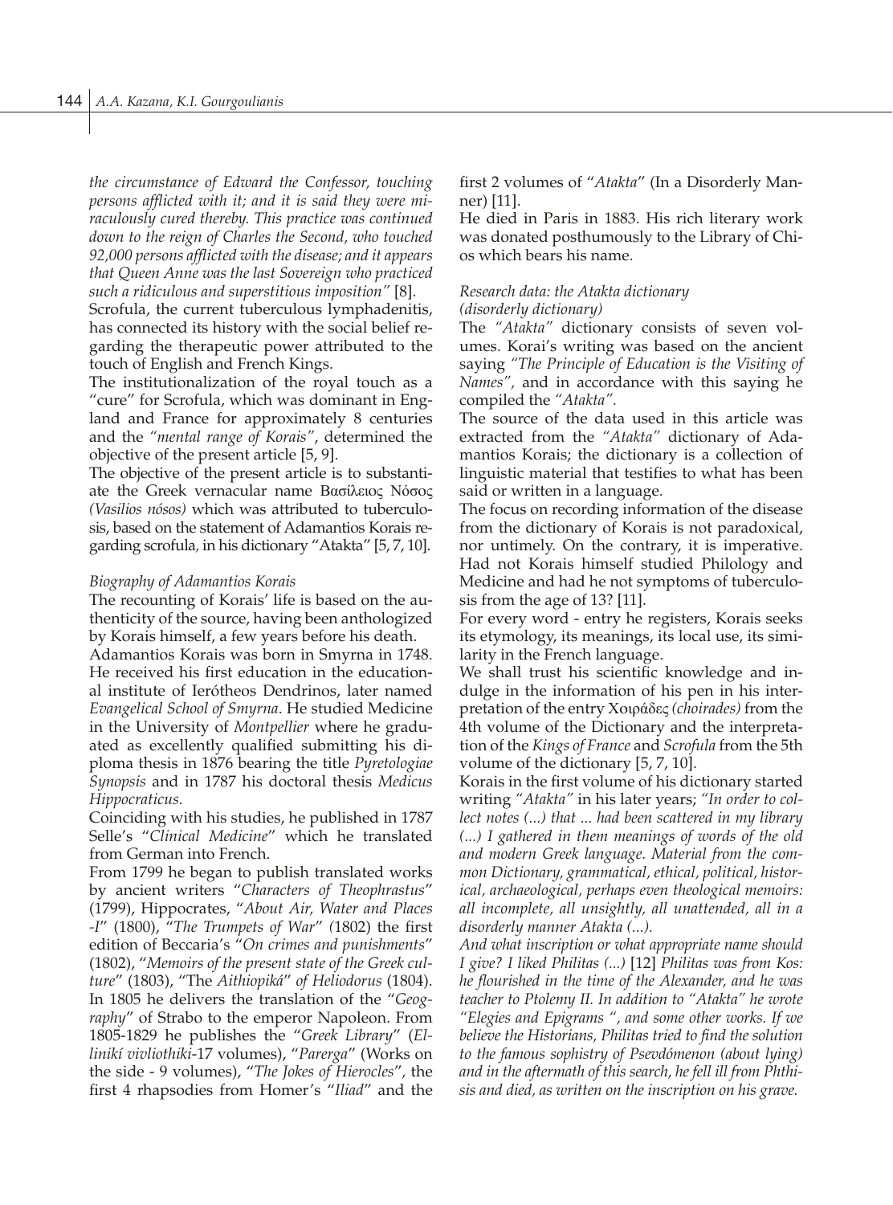*the circumstance of Edward the Confessor, touching persons afflicted with it; and it is said they were miraculously cured thereby. This practice was continued down to the reign of Charles the Second, who touched 92,000 persons afflicted with the disease; and it appears that Queen Anne was the last Sovereign who practiced such a ridiculous and superstitious imposition"* [8].

Scrofula, the current tuberculous lymphadenitis, has connected its history with the social belief regarding the therapeutic power attributed to the touch of English and French Kings.

The institutionalization of the royal touch as a "cure" for Scrofula, which was dominant in England and France for approximately 8 centuries and the *"mental range of Korais"*, determined the objective of the present article [5, 9].

The objective of the present article is to substantiate the Greek vernacular name Βασίλειος Νόσος *(Vasilios nósos)* which was attributed to tuberculosis, based on the statement of Adamantios Korais regarding scrofula, in his dictionary "Atakta" [5, 7, 10].

*Biography of Adamantios Korais*

The recounting of Korais' life is based on the authenticity of the source, having been anthologized by Korais himself, a few years before his death.

Adamantios Korais was born in Smyrna in 1748. He received his first education in the educational institute of Ierótheos Dendrinos, later named *Evangelical School of Smyrna*. He studied Medicine in the University of *Montpellier* where he graduated as excellently qualified submitting his diploma thesis in 1876 bearing the title *Pyretologiae Synopsis* and in 1787 his doctoral thesis *Medicus Hippocraticus*.

Coinciding with his studies, he published in 1787 Selle's "*Clinical Medicine*" which he translated from German into French.

From 1799 he began to publish translated works by ancient writers "*Characters of Theophrastus*" (1799), Hippocrates, "*About Air, Water and Places -I*" (1800), "*The Trumpets of War*" *(*1802) the first edition of Beccaria's "*On crimes and punishments*" (1802), "*Memoirs of the present state of the Greek culture*" (1803), "The *Aithiopiká*" *of Heliodorus* (1804). In 1805 he delivers the translation of the "*Geography*" of Strabo to the emperor Napoleon. From 1805-1829 he publishes the "*Greek Library*" (*Elliniki vivliothiki*-17 volumes), "*Parerga*" (Works on the side - 9 volumes), "*The Jokes of Hierocles*", the first 4 rhapsodies from Homer's "*Iliad*" and the first 2 volumes of "*Atakta*" (In a Disorderly Manner) [11].

He died in Paris in 1883. His rich literary work was donated posthumously to the Library of Chios which bears his name.

*Research data: the Atakta dictionary (disorderly dictionary)*

The *"Atakta"* dictionary consists of seven volumes. Korai's writing was based on the ancient saying *"The Principle of Education is the Visiting of Names",* and in accordance with this saying he compiled the *"Atakta"*.

The source of the data used in this article was extracted from the *"Atakta"* dictionary of Adamantios Korais; the dictionary is a collection of linguistic material that testifies to what has been said or written in a language.

The focus on recording information of the disease from the dictionary of Korais is not paradoxical, nor untimely. On the contrary, it is imperative. Had not Korais himself studied Philology and Medicine and had he not symptoms of tuberculosis from the age of 13? [11].

For every word - entry he registers, Korais seeks its etymology, its meanings, its local use, its similarity in the French language.

We shall trust his scientific knowledge and indulge in the information of his pen in his interpretation of the entry Χοιράδες *(choirades)* from the 4th volume of the Dictionary and the interpretation of the *Kings of France* and *Scrofula* from the 5th volume of the dictionary [5, 7, 10].

Korais in the first volume of his dictionary started writing *"Atakta"* in his later years; *"In order to collect notes (...) that ... had been scattered in my library (...) I gathered in them meanings of words of the old and modern Greek language. Material from the common Dictionary, grammatical, ethical, political, historical, archaeological, perhaps even theological memoirs: all incomplete, all unsightly, all unattended, all in a disorderly manner Atakta (...).*

*And what inscription or what appropriate name should I give? I liked Philitas (...)* [12] *Philitas was from Kos: he flourished in the time of the Alexander, and he was teacher to Ptolemy II. In addition to "Atakta" he wrote "Elegies and Epigrams ", and some other works. If we believe the Historians, Philitas tried to find the solution to the famous sophistry of Psevdómenon (about lying) and in the aftermath of this search, he fell ill from Phthisis and died, as written on the inscription on his grave.*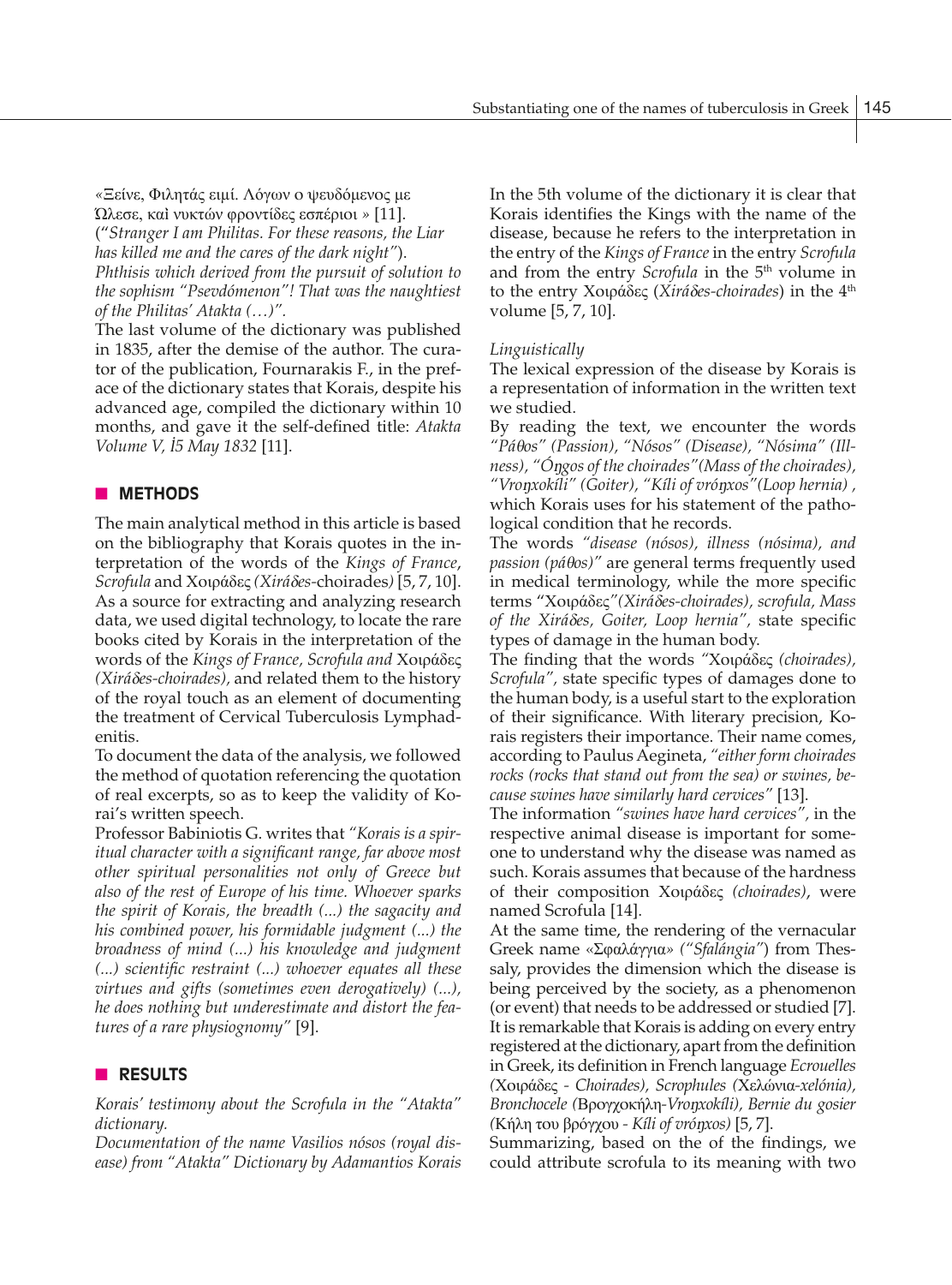«Ξείνε, Φιλητάς ειμί. Λόγων ο ψευδόμενος με Ὤλεσε, καὶ νυκτών φροντίδες εσπέριοι » [11].
("*Stranger I am Philitas. For these reasons, the Liar has killed me and the cares of the dark night*").
*Phthisis which derived from the pursuit of solution to the sophism "Pseνdómenon"! That was the naughtiest of the Philitas' Atakta (…)".*

The last volume of the dictionary was published in 1835, after the demise of the author. The curator of the publication, Fournarakis F., in the preface of the dictionary states that Korais, despite his advanced age, compiled the dictionary within 10 months, and gave it the self-defined title: *Atakta Volume V, Ì5 May 1832* [11].

## METHODS

The main analytical method in this article is based on the bibliography that Korais quotes in the interpretation of the words of the *Kings of France*, *Scrofula* and Χοιράδες *(Xiráδes-*choirades*)* [5, 7, 10]. As a source for extracting and analyzing research data, we used digital technology, to locate the rare books cited by Korais in the interpretation of the words of the *Kings of France, Scrofula and* Χοιράδες *(Xiráδes-choirades)*, and related them to the history of the royal touch as an element of documenting the treatment of Cervical Tuberculosis Lymphadenitis.

To document the data of the analysis, we followed the method of quotation referencing the quotation of real excerpts, so as to keep the validity of Korai's written speech.

Professor Babiniotis G. writes that *"Korais is a spiritual character with a significant range, far above most other spiritual personalities not only of Greece but also of the rest of Europe of his time. Whoever sparks the spirit of Korais, the breadth (...) the sagacity and his combined power, his formidable judgment (...) the broadness of mind (...) his knowledge and judgment (...) scientific restraint (...) whoever equates all these virtues and gifts (sometimes even derogatively) (...), he does nothing but underestimate and distort the features of a rare physiognomy"* [9].

## RESULTS

*Korais' testimony about the Scrofula in the "Atakta" dictionary.*

*Documentation of the name Vasilios nósos (royal disease) from "Atakta" Dictionary by Adamantios Korais*

In the 5th volume of the dictionary it is clear that Korais identifies the Kings with the name of the disease, because he refers to the interpretation in the entry of the *Kings of France* in the entry *Scrofula* and from the entry *Scrofula* in the 5th volume in to the entry Χοιράδες (*Xiráδes-choirades*) in the 4th volume [5, 7, 10].

*Linguistically*

The lexical expression of the disease by Korais is a representation of information in the written text we studied.

By reading the text, we encounter the words *"Páθos" (Passion), "Nósos" (Disease), "Nósima" (Illness), "Óŋgos of the choirades"(Mass of the choirades), "Vroŋxokíli" (Goiter), "Kíli of vróŋxos"(Loop hernia)* , which Korais uses for his statement of the pathological condition that he records.

The words *"disease (nósos), illness (nósima), and passion (páθos)"* are general terms frequently used in medical terminology, while the more specific terms "Χοιράδες*"(Xiráδes-choirades), scrofula, Mass of the Xiráδes, Goiter, Loop hernia"*, state specific types of damage in the human body.

The finding that the words *"*Χοιράδες *(choirades), Scrofula"*, state specific types of damages done to the human body, is a useful start to the exploration of their significance. With literary precision, Korais registers their importance. Their name comes, according to Paulus Aegineta, *"either form choirades rocks (rocks that stand out from the sea) or swines, because swines have similarly hard cervices"* [13].

The information *"swines have hard cervices"*, in the respective animal disease is important for someone to understand why the disease was named as such. Korais assumes that because of the hardness of their composition Χοιράδες *(choirades)*, were named Scrofula [14].

At the same time, the rendering of the vernacular Greek name «Σφαλάγγια» *("Sfalángia"*) from Thessaly, provides the dimension which the disease is being perceived by the society, as a phenomenon (or event) that needs to be addressed or studied [7]. It is remarkable that Korais is adding on every entry registered at the dictionary, apart from the definition in Greek, its definition in French language *Ecrouelles (*Χοιράδες *- Choirades), Scrophules (*Χελώνια*-xelónia), Bronchocele (*Βρογχοκήλη*-Vroŋxokíli), Bernie du gosier (*Κήλη του βρόγχου *- Kíli of vróŋxos)* [5, 7].

Summarizing, based on the of the findings, we could attribute scrofula to its meaning with two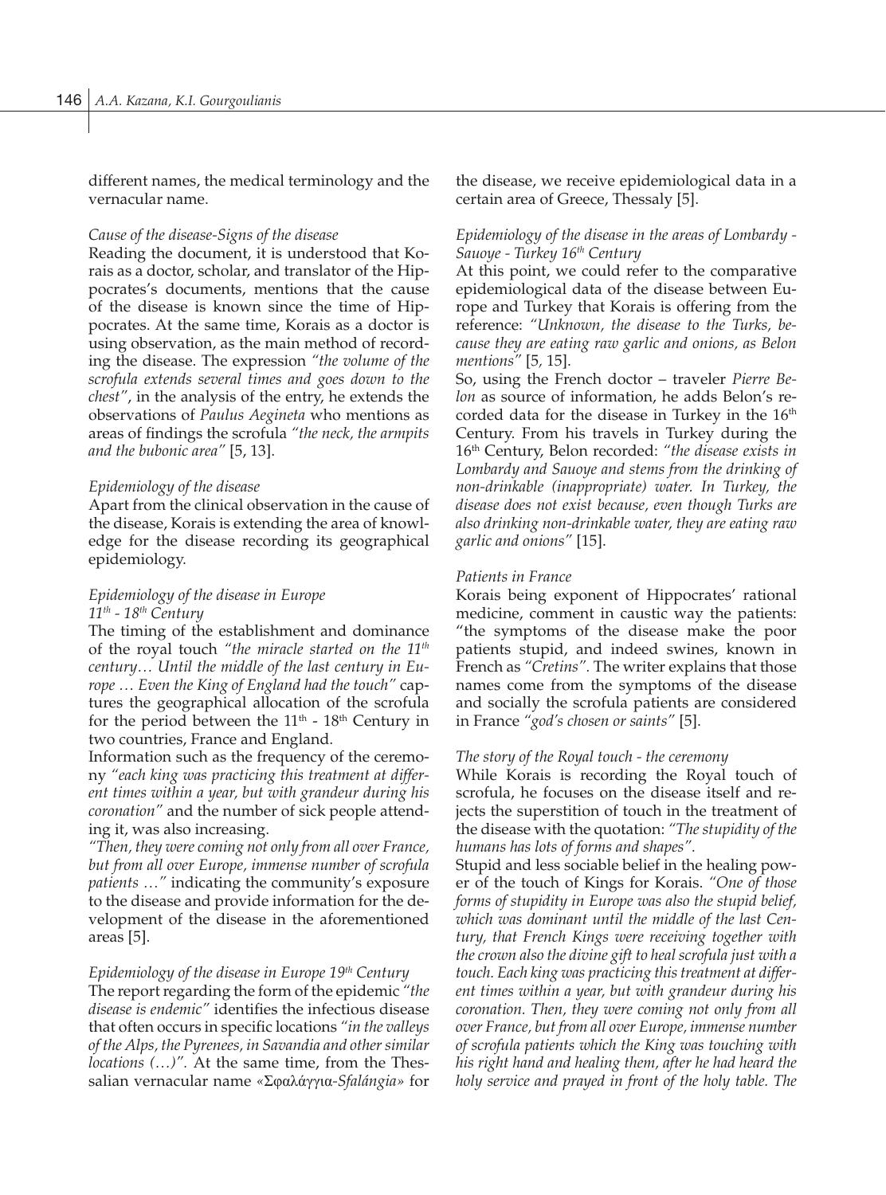different names, the medical terminology and the vernacular name.

*Cause of the disease-Signs of the disease*

Reading the document, it is understood that Korais as a doctor, scholar, and translator of the Hippocrates's documents, mentions that the cause of the disease is known since the time of Hippocrates. At the same time, Korais as a doctor is using observation, as the main method of recording the disease. The expression *"the volume of the scrofula extends several times and goes down to the chest"*, in the analysis of the entry, he extends the observations of *Paulus Aegineta* who mentions as areas of findings the scrofula *"the neck, the armpits and the bubonic area"* [5, 13].

*Epidemiology of the disease*

Apart from the clinical observation in the cause of the disease, Korais is extending the area of knowledge for the disease recording its geographical epidemiology.

*Epidemiology of the disease in Europe 11th - 18th Century*

The timing of the establishment and dominance of the royal touch *"the miracle started on the 11th century… Until the middle of the last century in Europe … Even the King of England had the touch"* captures the geographical allocation of the scrofula for the period between the 11th - 18th Century in two countries, France and England.

Information such as the frequency of the ceremony *"each king was practicing this treatment at different times within a year, but with grandeur during his coronation"* and the number of sick people attending it, was also increasing.

*"Then, they were coming not only from all over France, but from all over Europe, immense number of scrofula patients …"* indicating the community's exposure to the disease and provide information for the development of the disease in the aforementioned areas [5].

*Epidemiology of the disease in Europe 19th Century*

The report regarding the form of the epidemic *"the disease is endemic"* identifies the infectious disease that often occurs in specific locations *"in the valleys of the Alps, the Pyrenees, in Savandia and other similar locations (…)"*. At the same time, from the Thessalian vernacular name «Σφαλάγγια-*Sfalángia*» for the disease, we receive epidemiological data in a certain area of Greece, Thessaly [5].

*Epidemiology of the disease in the areas of Lombardy - Sauoye - Turkey 16th Century*

At this point, we could refer to the comparative epidemiological data of the disease between Europe and Turkey that Korais is offering from the reference: *"Unknown, the disease to the Turks, because they are eating raw garlic and onions, as Belon mentions"* [5, 15].

So, using the French doctor – traveler *Pierre Belon* as source of information, he adds Belon's recorded data for the disease in Turkey in the 16th Century. From his travels in Turkey during the 16th Century, Belon recorded: *"the disease exists in Lombardy and Sauoye and stems from the drinking of non-drinkable (inappropriate) water. In Turkey, the disease does not exist because, even though Turks are also drinking non-drinkable water, they are eating raw garlic and onions"* [15].

*Patients in France*

Korais being exponent of Hippocrates' rational medicine, comment in caustic way the patients: "the symptoms of the disease make the poor patients stupid, and indeed swines, known in French as *"Cretins"*. The writer explains that those names come from the symptoms of the disease and socially the scrofula patients are considered in France *"god's chosen or saints"* [5].

*The story of the Royal touch - the ceremony*

While Korais is recording the Royal touch of scrofula, he focuses on the disease itself and rejects the superstition of touch in the treatment of the disease with the quotation: *"The stupidity of the humans has lots of forms and shapes"*.

Stupid and less sociable belief in the healing power of the touch of Kings for Korais. *"One of those forms of stupidity in Europe was also the stupid belief, which was dominant until the middle of the last Century, that French Kings were receiving together with the crown also the divine gift to heal scrofula just with a touch. Each king was practicing this treatment at different times within a year, but with grandeur during his coronation. Then, they were coming not only from all over France, but from all over Europe, immense number of scrofula patients which the King was touching with his right hand and healing them, after he had heard the holy service and prayed in front of the holy table. The*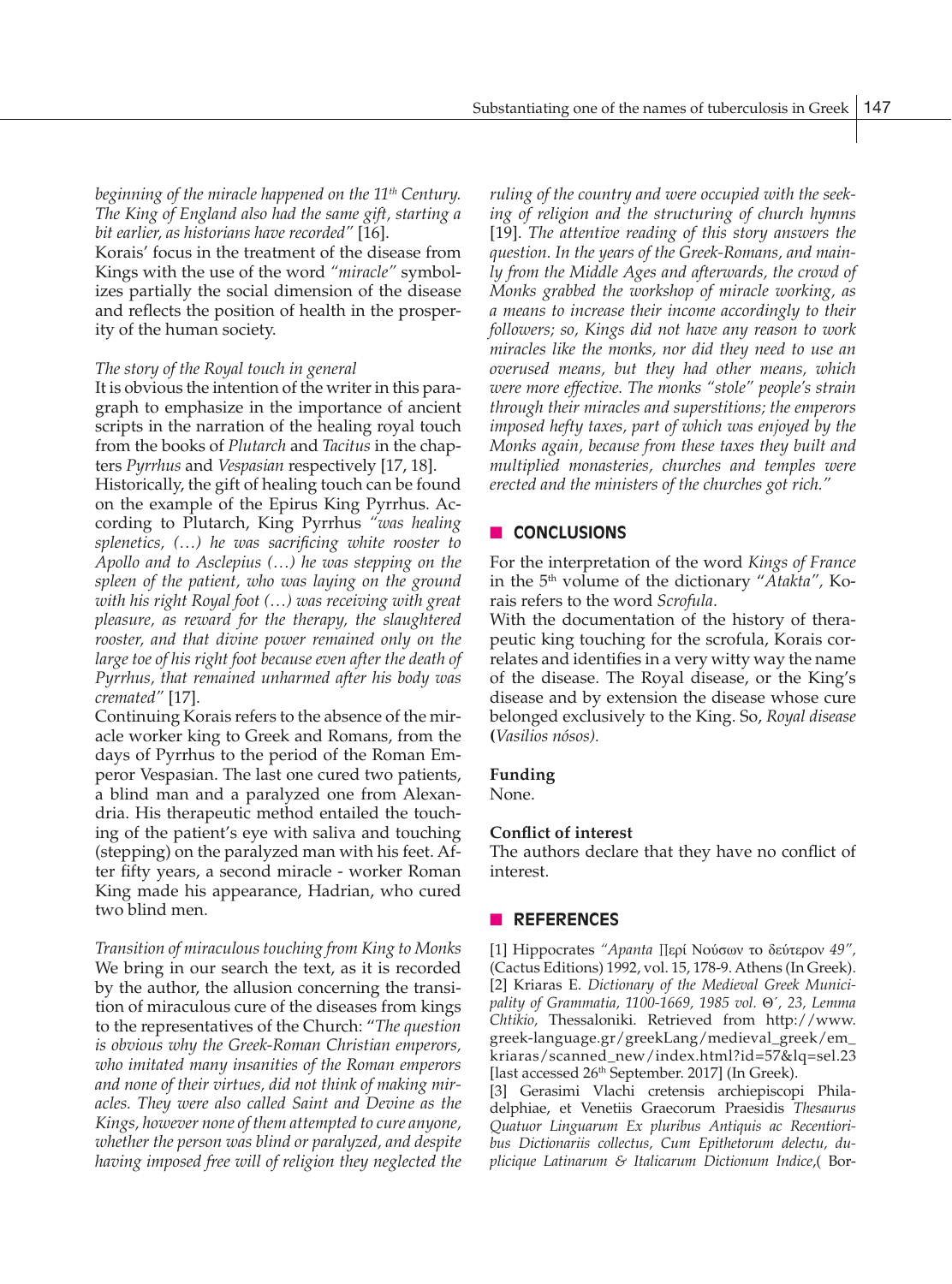*beginning of the miracle happened on the 11th Century. The King of England also had the same gift, starting a bit earlier, as historians have recorded"* [16].

Korais' focus in the treatment of the disease from Kings with the use of the word *"miracle"* symbolizes partially the social dimension of the disease and reflects the position of health in the prosperity of the human society.

*The story of the Royal touch in general*

It is obvious the intention of the writer in this paragraph to emphasize in the importance of ancient scripts in the narration of the healing royal touch from the books of *Plutarch* and *Tacitus* in the chapters *Pyrrhus* and *Vespasian* respectively [17, 18].

Historically, the gift of healing touch can be found on the example of the Epirus King Pyrrhus. According to Plutarch, King Pyrrhus *"was healing splenetics, (…) he was sacrificing white rooster to Apollo and to Asclepius (…) he was stepping on the spleen of the patient, who was laying on the ground with his right Royal foot (…) was receiving with great pleasure, as reward for the therapy, the slaughtered rooster, and that divine power remained only on the large toe of his right foot because even after the death of Pyrrhus, that remained unharmed after his body was cremated"* [17].

Continuing Korais refers to the absence of the miracle worker king to Greek and Romans, from the days of Pyrrhus to the period of the Roman Emperor Vespasian. The last one cured two patients, a blind man and a paralyzed one from Alexandria. His therapeutic method entailed the touching of the patient's eye with saliva and touching (stepping) on the paralyzed man with his feet. After fifty years, a second miracle - worker Roman King made his appearance, Hadrian, who cured two blind men.

*Transition of miraculous touching from King to Monks*

We bring in our search the text, as it is recorded by the author, the allusion concerning the transition of miraculous cure of the diseases from kings to the representatives of the Church: "*The question is obvious why the Greek-Roman Christian emperors, who imitated many insanities of the Roman emperors and none of their virtues, did not think of making miracles. They were also called Saint and Devine as the Kings, however none of them attempted to cure anyone, whether the person was blind or paralyzed, and despite having imposed free will of religion they neglected the ruling of the country and were occupied with the seeking of religion and the structuring of church hymns* [19]. *The attentive reading of this story answers the question. In the years of the Greek-Romans, and mainly from the Middle Ages and afterwards, the crowd of Monks grabbed the workshop of miracle working, as a means to increase their income accordingly to their followers; so, Kings did not have any reason to work miracles like the monks, nor did they need to use an overused means, but they had other means, which were more effective. The monks "stole" people's strain through their miracles and superstitions; the emperors imposed hefty taxes, part of which was enjoyed by the Monks again, because from these taxes they built and multiplied monasteries, churches and temples were erected and the ministers of the churches got rich."*

## CONCLUSIONS

For the interpretation of the word *Kings of France* in the 5th volume of the dictionary "*Atakta*", Korais refers to the word *Scrofula*.

With the documentation of the history of therapeutic king touching for the scrofula, Korais correlates and identifies in a very witty way the name of the disease. The Royal disease, or the King's disease and by extension the disease whose cure belonged exclusively to the King. So, *Royal disease* (*Vasilios nósos).*

**Funding**

None.

**Conflict of interest**

The authors declare that they have no conflict of interest.

## REFERENCES

[1] Hippocrates *"Apanta* Περί Νούσων το δεύτερον *49"*, (Cactus Editions) 1992, vol. 15, 178-9. Athens (In Greek).

[2] Kriaras E. *Dictionary of the Medieval Greek Municipality of Grammatia, 1100-1669, 1985 vol.* Θ΄, *23, Lemma Chtikio,* Thessaloniki. Retrieved from http://www.greek-language.gr/greekLang/medieval_greek/em_kriaras/scanned_new/index.html?id=57&lq=sel.23 [last accessed 26th September. 2017] (In Greek).

[3] Gerasimi Vlachi cretensis archiepiscopi Philadelphiae, et Venetiis Graecorum Praesidis *Thesaurus Quatuor Linguarum Ex pluribus Antiquis ac Recentioribus Dictionariis collectus, Cum Epithetorum delectu, duplicique Latinarum & Italicarum Dictionum Indice*,( Bor-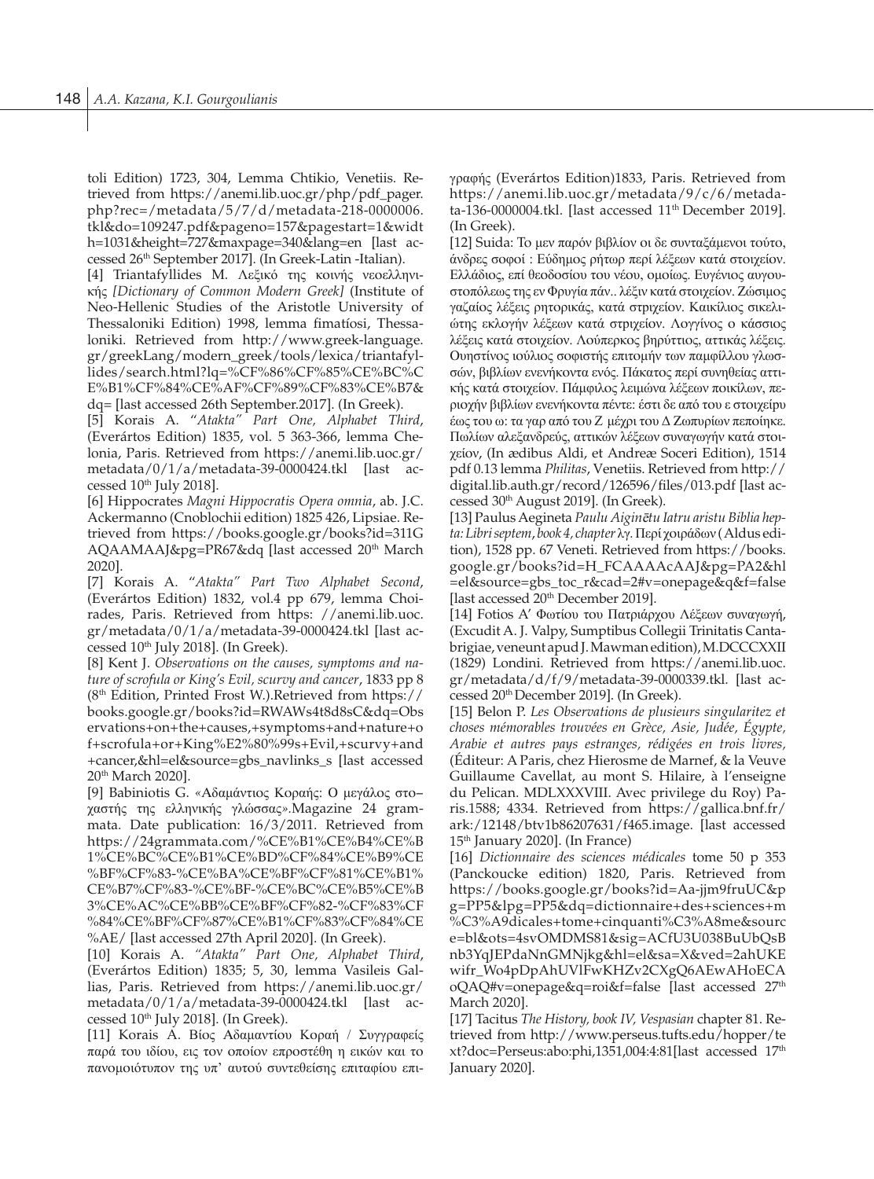toli Edition) 1723, 304, Lemma Chtikio, Venetiis. Retrieved from https://anemi.lib.uoc.gr/php/pdf_pager.php?rec=/metadata/5/7/d/metadata-218-0000006.tkl&do=109247.pdf&pageno=157&pagestart=1&width=1031&height=727&maxpage=340&lang=en [last accessed 26th September 2017]. (In Greek-Latin -Italian).

[4] Triantafyllides M. Λεξικό της κοινής νεοελληνικής *[Dictionary of Common Modern Greek]* (Institute of Neo-Hellenic Studies of the Aristotle University of Thessaloniki Edition) 1998, lemma fimatíosi, Thessaloniki. Retrieved from http://www.greek-language.gr/greekLang/modern_greek/tools/lexica/triantafyllides/search.html?lq=%CF%86%CF%85%CE%BC%CE%B1%CF%84%CE%AF%CF%89%CF%83%CE%B7&dq= [last accessed 26th September.2017]. (In Greek).

[5] Korais A. "*Atakta" Part One, Alphabet Third*, (Everártos Edition) 1835, vol. 5 363-366, lemma Chelonia, Paris. Retrieved from https://anemi.lib.uoc.gr/metadata/0/1/a/metadata-39-0000424.tkl [last accessed 10th July 2018].

[6] Hippocrates *Magni Hippocratis Opera omnia*, ab. J.C. Ackermanno (Cnoblochii edition) 1825 426, Lipsiae. Retrieved from https://books.google.gr/books?id=311GAQAAMAAJ&pg=PR67&dq [last accessed 20th March 2020].

[7] Korais A. "*Atakta" Part Two Alphabet Second*, (Everártos Edition) 1832, vol.4 pp 679, lemma Choirades, Paris. Retrieved from https: //anemi.lib.uoc.gr/metadata/0/1/a/metadata-39-0000424.tkl [last accessed 10th July 2018]. (In Greek).

[8] Kent J. *Observations on the causes, symptoms and nature of scrofula or King's Evil, scurvy and cancer*, 1833 pp 8 (8th Edition, Printed Frost W.).Retrieved from https://books.google.gr/books?id=RWAWs4t8d8sC&dq=Observations+on+the+causes,+symptoms+and+nature+of+scrofula+or+King%E2%80%99s+Evil,+scurvy+and+cancer,&hl=el&source=gbs_navlinks_s [last accessed 20th March 2020].

[9] Babiniotis G. «Αδαμάντιος Κοραής: Ο μεγάλος στο–χαστής της ελληνικής γλώσσας».Magazine 24 grammata. Date publication: 16/3/2011. Retrieved from https://24grammata.com/%CE%B1%CE%B4%CE%B1%CE%BC%CE%B1%CE%BD%CF%84%CE%B9%CE%BF%CF%83-%CE%BA%CE%BF%CF%81%CE%B1%CE%B7%CF%83-%CE%BF-%CE%BC%CE%B5%CE%B3%CE%AC%CE%BB%CE%BF%CF%82-%CF%83%CF%84%CE%BF%CF%87%CE%B1%CF%83%CF%84%CE%AE/ [last accessed 27th April 2020]. (In Greek).

[10] Korais A. *"Atakta" Part One, Alphabet Third*, (Everártos Edition) 1835; 5, 30, lemma Vasileis Gallias, Paris. Retrieved from https://anemi.lib.uoc.gr/metadata/0/1/a/metadata-39-0000424.tkl [last accessed 10th July 2018].

[11] Korais A. Βίος Αδαμαντίου Κοραή / Συγγραφείς παρά του ιδίου, εις τον οποίον επροστέθη η εικών και το πανομοιότυπον της υπ' αυτού συντεθείσης επιταφίου επιγραφής (Everártos Edition)1833, Paris. Retrieved from https://anemi.lib.uoc.gr/metadata/9/c/6/metadata-136-0000004.tkl. [last accessed 11th December 2019]. (In Greek).

[12] Suida: Το μεν παρόν βιβλίον οι δε συνταξάμενοι τούτο, άνδρες σοφοί : Εύδημος ρήτωρ περί λέξεων κατά στοιχείον. Ελλάδιος, επί θεοδοσίου του νέου, ομοίως. Ευγένιος αυγουστοπόλεως της εν Φρυγία πάν.. λέξιν κατά στοιχείον. Ζώσιμος γαζαίος λέξεις ρητορικάς, κατά στριχείον. Καικίλιος σικελιώτης εκλογήν λέξεων κατά στριχείον. Λογγίνος ο κάσσιος λέξεις κατά στοιχείον. Λούπερκος βηρύττιος, αττικάς λέξεις. Ουηστίνος ιούλιος σοφιστής επιτομήν των παμφίλλου γλωσσών, βιβλίων ενενήκοντα ενός. Πάκατος περί συνηθείας αττικής κατά στοιχείον. Πάμφιλος λειμώνα λέξεων ποικίλων, περιοχήν βιβλίων ενενήκοντα πέντε: έστι δε από του ε στοιχείρυ έως του ω: τα γαρ από του Ζ μέχρι του Δ Ζωπυρίων πεποίηκε. Πωλίων αλεξανδρεύς, αττικών λέξεων συναγωγήν κατά στοιχείον, (In ædibus Aldi, et Andreæ Soceri Edition), 1514 pdf 0.13 lemma *Philitas*, Venetiis. Retrieved from http://digital.lib.auth.gr/record/126596/files/013.pdf [last accessed 30th August 2019]. (In Greek).

[13] Paulus Aegineta *Paulu Aiginētu Iatru aristu Biblia hepta: Libri septem*, *book 4, chapter λγ.* Περί χοιράδων ( Aldus edition), 1528 pp. 67 Veneti. Retrieved from https://books.google.gr/books?id=H_FCAAAAcAAJ&pg=PA2&hl=el&source=gbs_toc_r&cad=2#v=onepage&q&f=false [last accessed 20th December 2019].

[14] Fotios A' Φωτίου του Πατριάρχου Λέξεων συναγωγή, (Excudit A. J. Valpy, Sumptibus Collegii Trinitatis Cantabrigiae, veneunt apud J. Mawman edition), M.DCCCXXII (1829) Londini. Retrieved from https://anemi.lib.uoc.gr/metadata/d/f/9/metadata-39-0000339.tkl. [last accessed 20th December 2019]. (In Greek).

[15] Belon P. *Les Observations de plusieurs singularitez et choses mémorables trouvées en Grèce, Asie, Judée, Égypte, Arabie et autres pays estranges, rédigées en trois livres,* (Éditeur: A Paris, chez Hierosme de Marnef, & la Veuve Guillaume Cavellat, au mont S. Hilaire, à l'enseigne du Pelican. MDLXXXVIII. Avec privilege du Roy) Paris.1588; 4334. Retrieved from https://gallica.bnf.fr/ark:/12148/btv1b86207631/f465.image. [last accessed 15th January 2020]. (In France)

[16] *Dictionnaire des sciences médicales* tome 50 p 353 (Panckoucke edition) 1820, Paris. Retrieved from https://books.google.gr/books?id=Aa-jjm9fruUC&pg=PP5&lpg=PP5&dq=dictionnaire+des+sciences+m%C3%A9dicales+tome+cinquanti%C3%A8me&source=bl&ots=4svOMDMS81&sig=ACfU3U038BuUbQsBnb3YqJEPdaNnGMNjkg&hl=el&sa=X&ved=2ahUKEwifr_Wo4pDpAhUVlFwKHZv2CXgQ6AEwAHoECAoQAQ#v=onepage&q=roi&f=false [last accessed 27th March 2020].

[17] Tacitus *The History, book IV, Vespasian* chapter 81. Retrieved from http://www.perseus.tufts.edu/hopper/text?doc=Perseus:abo:phi,1351,004:4:81[last accessed 17th January 2020].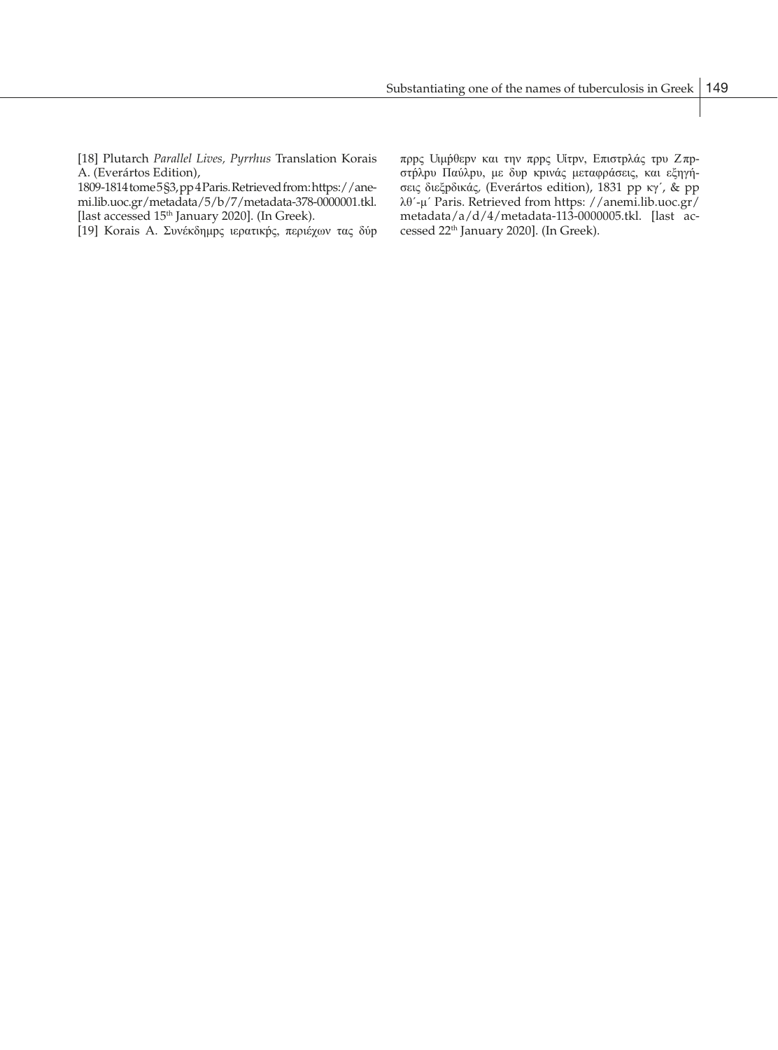[18] Plutarch *Parallel Lives, Pyrrhus* Translation Korais A. (Everártos Edition), 1809-1814 tome 5 §3, pp 4 Paris. Retrieved from: https://anemi.lib.uoc.gr/metadata/5/b/7/metadata-378-0000001.tkl. [last accessed 15th January 2020]. (In Greek).

[19] Korais A. Συνέκδημρς ιερατικής, περιέχων τας δύρ πρρς Uιμρθερν και την πρρς Uίτρν, Επιστρλάς τρυ Ζπρστρλρυ Παύλρυ, με δυρ κρινάς μεταφράσεις, και εξηγήσεις διεξρδικάς, (Everártos edition), 1831 pp κγ΄, & pp λθ΄-μ΄ Paris. Retrieved from https: //anemi.lib.uoc.gr/metadata/a/d/4/metadata-113-0000005.tkl. [last accessed 22th January 2020]. (In Greek).